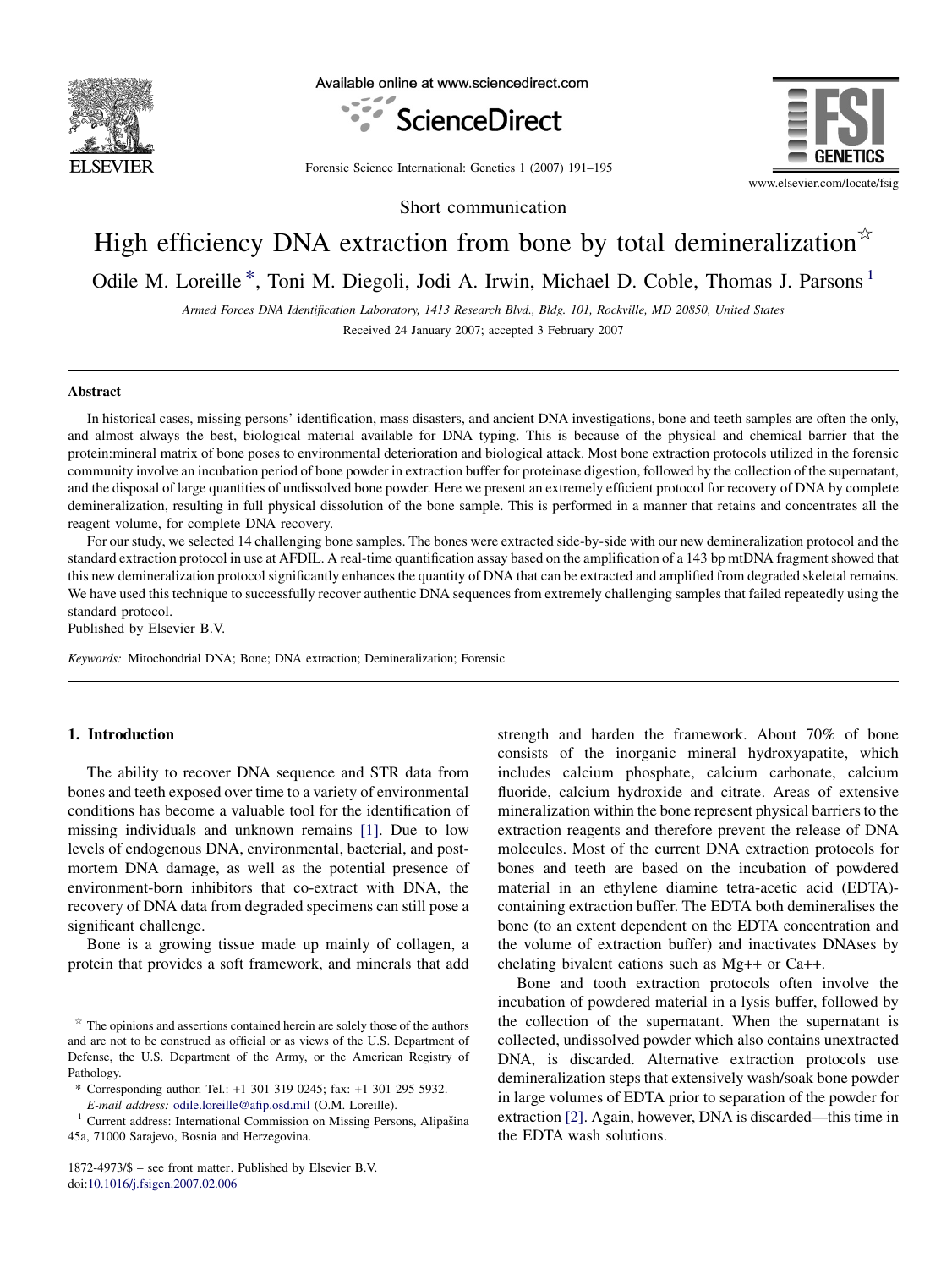Short communication

# High efficiency DNA extraction from bone by total demineralization[☆]

Odile M. Loreille [*], Toni M. Diegoli, Jodi A. Irwin, Michael D. Coble, Thomas J. Parsons [1]

*Armed Forces DNA Identification Laboratory, 1413 Research Blvd., Bldg. 101, Rockville, MD 20850, United States*

Received 24 January 2007; accepted 3 February 2007

## Abstract

In historical cases, missing persons' identification, mass disasters, and ancient DNA investigations, bone and teeth samples are often the only, and almost always the best, biological material available for DNA typing. This is because of the physical and chemical barrier that the protein:mineral matrix of bone poses to environmental deterioration and biological attack. Most bone extraction protocols utilized in the forensic community involve an incubation period of bone powder in extraction buffer for proteinase digestion, followed by the collection of the supernatant, and the disposal of large quantities of undissolved bone powder. Here we present an extremely efficient protocol for recovery of DNA by complete demineralization, resulting in full physical dissolution of the bone sample. This is performed in a manner that retains and concentrates all the reagent volume, for complete DNA recovery.

For our study, we selected 14 challenging bone samples. The bones were extracted side-by-side with our new demineralization protocol and the standard extraction protocol in use at AFDIL. A real-time quantification assay based on the amplification of a 143 bp mtDNA fragment showed that this new demineralization protocol significantly enhances the quantity of DNA that can be extracted and amplified from degraded skeletal remains. We have used this technique to successfully recover authentic DNA sequences from extremely challenging samples that failed repeatedly using the standard protocol.

Published by Elsevier B.V.

*Keywords:* Mitochondrial DNA; Bone; DNA extraction; Demineralization; Forensic

## 1. Introduction

The ability to recover DNA sequence and STR data from bones and teeth exposed over time to a variety of environmental conditions has become a valuable tool for the identification of missing individuals and unknown remains [1]. Due to low levels of endogenous DNA, environmental, bacterial, and post-mortem DNA damage, as well as the potential presence of environment-born inhibitors that co-extract with DNA, the recovery of DNA data from degraded specimens can still pose a significant challenge.

Bone is a growing tissue made up mainly of collagen, a protein that provides a soft framework, and minerals that add strength and harden the framework. About 70% of bone consists of the inorganic mineral hydroxyapatite, which includes calcium phosphate, calcium carbonate, calcium fluoride, calcium hydroxide and citrate. Areas of extensive mineralization within the bone represent physical barriers to the extraction reagents and therefore prevent the release of DNA molecules. Most of the current DNA extraction protocols for bones and teeth are based on the incubation of powdered material in an ethylene diamine tetra-acetic acid (EDTA)-containing extraction buffer. The EDTA both demineralises the bone (to an extent dependent on the EDTA concentration and the volume of extraction buffer) and inactivates DNAses by chelating bivalent cations such as Mg++ or Ca++.

Bone and tooth extraction protocols often involve the incubation of powdered material in a lysis buffer, followed by the collection of the supernatant. When the supernatant is collected, undissolved powder which also contains unextracted DNA, is discarded. Alternative extraction protocols use demineralization steps that extensively wash/soak bone powder in large volumes of EDTA prior to separation of the powder for extraction [2]. Again, however, DNA is discarded—this time in the EDTA wash solutions.

---

[☆] The opinions and assertions contained herein are solely those of the authors and are not to be construed as official or as views of the U.S. Department of Defense, the U.S. Department of the Army, or the American Registry of Pathology.

[*] Corresponding author. Tel.: +1 301 319 0245; fax: +1 301 295 5932. *E-mail address:* odile.loreille@afip.osd.mil (O.M. Loreille).

[1] Current address: International Commission on Missing Persons, Alipašina 45a, 71000 Sarajevo, Bosnia and Herzegovina.

1872-4973/$ – see front matter. Published by Elsevier B.V.
doi:10.1016/j.fsigen.2007.02.006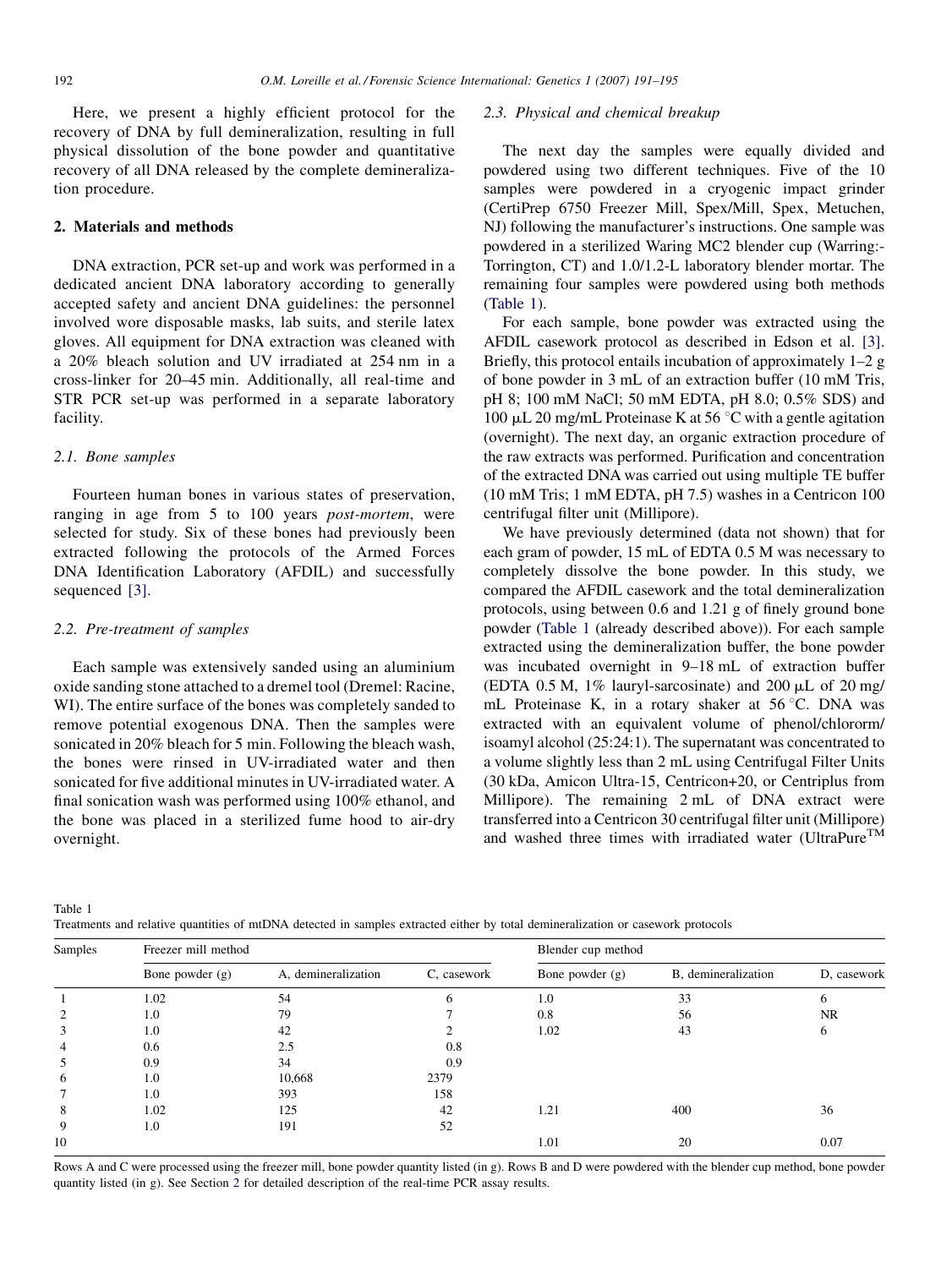Here, we present a highly efficient protocol for the recovery of DNA by full demineralization, resulting in full physical dissolution of the bone powder and quantitative recovery of all DNA released by the complete demineralization procedure.

## 2. Materials and methods

DNA extraction, PCR set-up and work was performed in a dedicated ancient DNA laboratory according to generally accepted safety and ancient DNA guidelines: the personnel involved wore disposable masks, lab suits, and sterile latex gloves. All equipment for DNA extraction was cleaned with a 20% bleach solution and UV irradiated at 254 nm in a cross-linker for 20–45 min. Additionally, all real-time and STR PCR set-up was performed in a separate laboratory facility.

### 2.1. Bone samples

Fourteen human bones in various states of preservation, ranging in age from 5 to 100 years *post-mortem*, were selected for study. Six of these bones had previously been extracted following the protocols of the Armed Forces DNA Identification Laboratory (AFDIL) and successfully sequenced [3].

### 2.2. Pre-treatment of samples

Each sample was extensively sanded using an aluminium oxide sanding stone attached to a dremel tool (Dremel: Racine, WI). The entire surface of the bones was completely sanded to remove potential exogenous DNA. Then the samples were sonicated in 20% bleach for 5 min. Following the bleach wash, the bones were rinsed in UV-irradiated water and then sonicated for five additional minutes in UV-irradiated water. A final sonication wash was performed using 100% ethanol, and the bone was placed in a sterilized fume hood to air-dry overnight.

### 2.3. Physical and chemical breakup

The next day the samples were equally divided and powdered using two different techniques. Five of the 10 samples were powdered in a cryogenic impact grinder (CertiPrep 6750 Freezer Mill, Spex/Mill, Spex, Metuchen, NJ) following the manufacturer's instructions. One sample was powdered in a sterilized Waring MC2 blender cup (Warring:-Torrington, CT) and 1.0/1.2-L laboratory blender mortar. The remaining four samples were powdered using both methods (Table 1).

For each sample, bone powder was extracted using the AFDIL casework protocol as described in Edson et al. [3]. Briefly, this protocol entails incubation of approximately 1–2 g of bone powder in 3 mL of an extraction buffer (10 mM Tris, pH 8; 100 mM NaCl; 50 mM EDTA, pH 8.0; 0.5% SDS) and 100 μL 20 mg/mL Proteinase K at 56 °C with a gentle agitation (overnight). The next day, an organic extraction procedure of the raw extracts was performed. Purification and concentration of the extracted DNA was carried out using multiple TE buffer (10 mM Tris; 1 mM EDTA, pH 7.5) washes in a Centricon 100 centrifugal filter unit (Millipore).

We have previously determined (data not shown) that for each gram of powder, 15 mL of EDTA 0.5 M was necessary to completely dissolve the bone powder. In this study, we compared the AFDIL casework and the total demineralization protocols, using between 0.6 and 1.21 g of finely ground bone powder (Table 1 (already described above)). For each sample extracted using the demineralization buffer, the bone powder was incubated overnight in 9–18 mL of extraction buffer (EDTA 0.5 M, 1% lauryl-sarcosinate) and 200 μL of 20 mg/mL Proteinase K, in a rotary shaker at 56 °C. DNA was extracted with an equivalent volume of phenol/chlororm/isoamyl alcohol (25:24:1). The supernatant was concentrated to a volume slightly less than 2 mL using Centrifugal Filter Units (30 kDa, Amicon Ultra-15, Centricon+20, or Centriplus from Millipore). The remaining 2 mL of DNA extract were transferred into a Centricon 30 centrifugal filter unit (Millipore) and washed three times with irradiated water (UltraPure™

Table 1
Treatments and relative quantities of mtDNA detected in samples extracted either by total demineralization or casework protocols

| Samples | Freezer mill method | | | Blender cup method | | |
|---|---|---|---|---|---|---|
| | Bone powder (g) | A, demineralization | C, casework | Bone powder (g) | B, demineralization | D, casework |
| 1 | 1.02 | 54 | 6 | 1.0 | 33 | 6 |
| 2 | 1.0 | 79 | 7 | 0.8 | 56 | NR |
| 3 | 1.0 | 42 | 2 | 1.02 | 43 | 6 |
| 4 | 0.6 | 2.5 | 0.8 | | | |
| 5 | 0.9 | 34 | 0.9 | | | |
| 6 | 1.0 | 10,668 | 2379 | | | |
| 7 | 1.0 | 393 | 158 | | | |
| 8 | 1.02 | 125 | 42 | 1.21 | 400 | 36 |
| 9 | 1.0 | 191 | 52 | | | |
| 10 | | | | 1.01 | 20 | 0.07 |

Rows A and C were processed using the freezer mill, bone powder quantity listed (in g). Rows B and D were powdered with the blender cup method, bone powder quantity listed (in g). See Section 2 for detailed description of the real-time PCR assay results.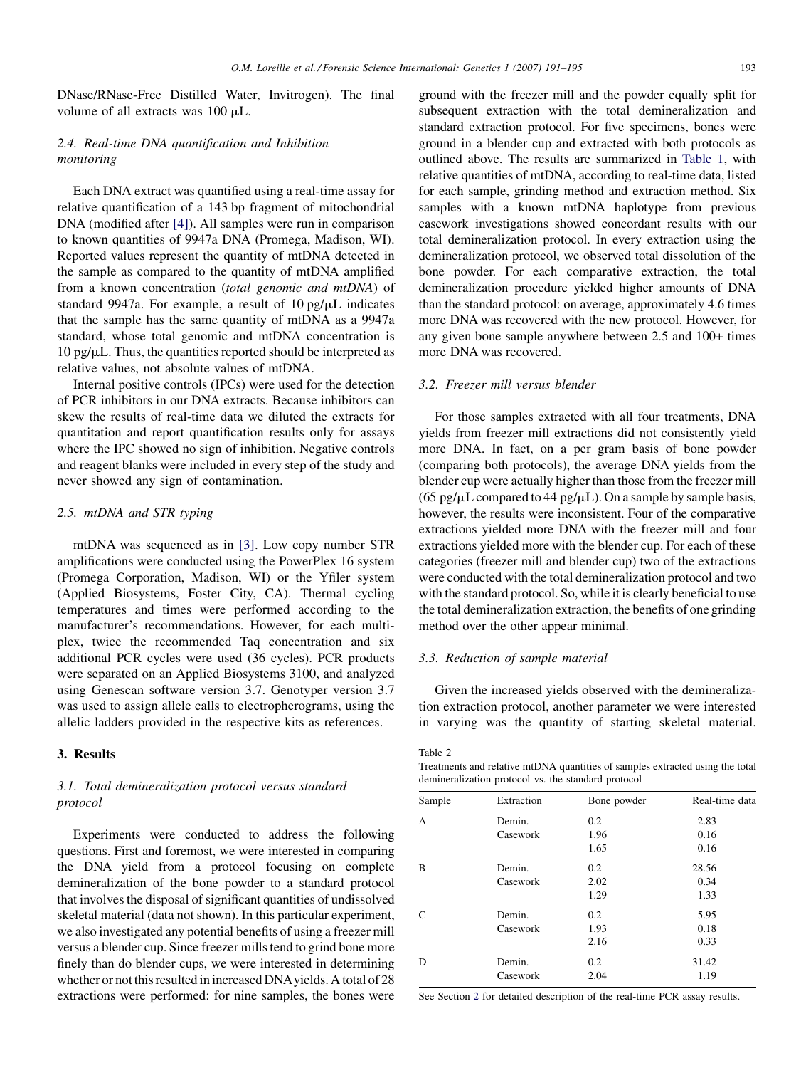DNase/RNase-Free Distilled Water, Invitrogen). The final volume of all extracts was 100 μL.

### 2.4. Real-time DNA quantification and Inhibition monitoring

Each DNA extract was quantified using a real-time assay for relative quantification of a 143 bp fragment of mitochondrial DNA (modified after [4]). All samples were run in comparison to known quantities of 9947a DNA (Promega, Madison, WI). Reported values represent the quantity of mtDNA detected in the sample as compared to the quantity of mtDNA amplified from a known concentration (*total genomic and mtDNA*) of standard 9947a. For example, a result of 10 pg/μL indicates that the sample has the same quantity of mtDNA as a 9947a standard, whose total genomic and mtDNA concentration is 10 pg/μL. Thus, the quantities reported should be interpreted as relative values, not absolute values of mtDNA.

Internal positive controls (IPCs) were used for the detection of PCR inhibitors in our DNA extracts. Because inhibitors can skew the results of real-time data we diluted the extracts for quantitation and report quantification results only for assays where the IPC showed no sign of inhibition. Negative controls and reagent blanks were included in every step of the study and never showed any sign of contamination.

### 2.5. mtDNA and STR typing

mtDNA was sequenced as in [3]. Low copy number STR amplifications were conducted using the PowerPlex 16 system (Promega Corporation, Madison, WI) or the Yfiler system (Applied Biosystems, Foster City, CA). Thermal cycling temperatures and times were performed according to the manufacturer's recommendations. However, for each multiplex, twice the recommended Taq concentration and six additional PCR cycles were used (36 cycles). PCR products were separated on an Applied Biosystems 3100, and analyzed using Genescan software version 3.7. Genotyper version 3.7 was used to assign allele calls to electropherograms, using the allelic ladders provided in the respective kits as references.

## 3. Results

### 3.1. Total demineralization protocol versus standard protocol

Experiments were conducted to address the following questions. First and foremost, we were interested in comparing the DNA yield from a protocol focusing on complete demineralization of the bone powder to a standard protocol that involves the disposal of significant quantities of undissolved skeletal material (data not shown). In this particular experiment, we also investigated any potential benefits of using a freezer mill versus a blender cup. Since freezer mills tend to grind bone more finely than do blender cups, we were interested in determining whether or not this resulted in increased DNA yields. A total of 28 extractions were performed: for nine samples, the bones were ground with the freezer mill and the powder equally split for subsequent extraction with the total demineralization and standard extraction protocol. For five specimens, bones were ground in a blender cup and extracted with both protocols as outlined above. The results are summarized in Table 1, with relative quantities of mtDNA, according to real-time data, listed for each sample, grinding method and extraction method. Six samples with a known mtDNA haplotype from previous casework investigations showed concordant results with our total demineralization protocol. In every extraction using the demineralization protocol, we observed total dissolution of the bone powder. For each comparative extraction, the total demineralization procedure yielded higher amounts of DNA than the standard protocol: on average, approximately 4.6 times more DNA was recovered with the new protocol. However, for any given bone sample anywhere between 2.5 and 100+ times more DNA was recovered.

### 3.2. Freezer mill versus blender

For those samples extracted with all four treatments, DNA yields from freezer mill extractions did not consistently yield more DNA. In fact, on a per gram basis of bone powder (comparing both protocols), the average DNA yields from the blender cup were actually higher than those from the freezer mill (65 pg/μL compared to 44 pg/μL). On a sample by sample basis, however, the results were inconsistent. Four of the comparative extractions yielded more DNA with the freezer mill and four extractions yielded more with the blender cup. For each of these categories (freezer mill and blender cup) two of the extractions were conducted with the total demineralization protocol and two with the standard protocol. So, while it is clearly beneficial to use the total demineralization extraction, the benefits of one grinding method over the other appear minimal.

### 3.3. Reduction of sample material

Given the increased yields observed with the demineralization extraction protocol, another parameter we were interested in varying was the quantity of starting skeletal material.

Table 2
Treatments and relative mtDNA quantities of samples extracted using the total demineralization protocol vs. the standard protocol

| Sample | Extraction | Bone powder | Real-time data |
|---|---|---|---|
| A | Demin. | 0.2 | 2.83 |
| | Casework | 1.96 | 0.16 |
| | | 1.65 | 0.16 |
| B | Demin. | 0.2 | 28.56 |
| | Casework | 2.02 | 0.34 |
| | | 1.29 | 1.33 |
| C | Demin. | 0.2 | 5.95 |
| | Casework | 1.93 | 0.18 |
| | | 2.16 | 0.33 |
| D | Demin. | 0.2 | 31.42 |
| | Casework | 2.04 | 1.19 |

See Section 2 for detailed description of the real-time PCR assay results.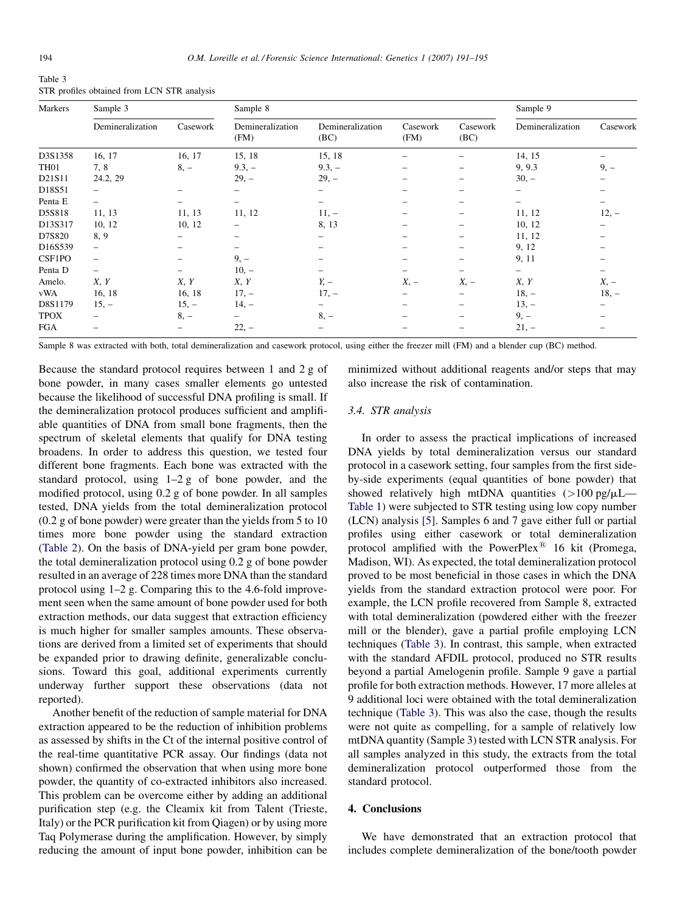Table 3
STR profiles obtained from LCN STR analysis

| Markers | Sample 3 | | Sample 8 | | | | Sample 9 | |
|---|---|---|---|---|---|---|---|---|
| | Demineralization | Casework | Demineralization (FM) | Demineralization (BC) | Casework (FM) | Casework (BC) | Demineralization | Casework |
| D3S1358 | 16, 17 | 16, 17 | 15, 18 | 15, 18 | – | – | 14, 15 | – |
| TH01 | 7, 8 | 8, – | 9.3, – | 9.3, – | – | – | 9, 9.3 | 9, – |
| D21S11 | 24.2, 29 | | 29, – | 29, – | – | – | 30, – | – |
| D18S51 | – | – | – | – | – | – | – | – |
| Penta E | – | – | – | – | – | – | – | – |
| D5S818 | 11, 13 | 11, 13 | 11, 12 | 11, – | – | – | 11, 12 | 12, – |
| D13S317 | 10, 12 | 10, 12 | – | 8, 13 | – | – | 10, 12 | – |
| D7S820 | 8, 9 | – | – | – | – | – | 11, 12 | – |
| D16S539 | – | – | – | – | – | – | 9, 12 | – |
| CSF1PO | – | – | 9, – | – | – | – | 9, 11 | – |
| Penta D | – | – | 10, – | – | – | – | – | – |
| Amelo. | *X, Y* | *X, Y* | *X, Y* | *Y*, – | *X*, – | *X*, – | *X, Y* | *X*, – |
| vWA | 16, 18 | 16, 18 | 17, – | 17, – | – | – | 18, – | 18, – |
| D8S1179 | 15, – | 15, – | 14, – | – | – | – | 13, – | – |
| TPOX | – | 8, – | – | 8, – | – | – | 9, – | – |
| FGA | – | – | 22, – | – | – | – | 21, – | – |

Sample 8 was extracted with both, total demineralization and casework protocol, using either the freezer mill (FM) and a blender cup (BC) method.

Because the standard protocol requires between 1 and 2 g of bone powder, in many cases smaller elements go untested because the likelihood of successful DNA profiling is small. If the demineralization protocol produces sufficient and amplifiable quantities of DNA from small bone fragments, then the spectrum of skeletal elements that qualify for DNA testing broadens. In order to address this question, we tested four different bone fragments. Each bone was extracted with the standard protocol, using 1–2 g of bone powder, and the modified protocol, using 0.2 g of bone powder. In all samples tested, DNA yields from the total demineralization protocol (0.2 g of bone powder) were greater than the yields from 5 to 10 times more bone powder using the standard extraction (Table 2). On the basis of DNA-yield per gram bone powder, the total demineralization protocol using 0.2 g of bone powder resulted in an average of 228 times more DNA than the standard protocol using 1–2 g. Comparing this to the 4.6-fold improvement seen when the same amount of bone powder used for both extraction methods, our data suggest that extraction efficiency is much higher for smaller samples amounts. These observations are derived from a limited set of experiments that should be expanded prior to drawing definite, generalizable conclusions. Toward this goal, additional experiments currently underway further support these observations (data not reported).

Another benefit of the reduction of sample material for DNA extraction appeared to be the reduction of inhibition problems as assessed by shifts in the Ct of the internal positive control of the real-time quantitative PCR assay. Our findings (data not shown) confirmed the observation that when using more bone powder, the quantity of co-extracted inhibitors also increased. This problem can be overcome either by adding an additional purification step (e.g. the Cleamix kit from Talent (Trieste, Italy) or the PCR purification kit from Qiagen) or by using more Taq Polymerase during the amplification. However, by simply reducing the amount of input bone powder, inhibition can be minimized without additional reagents and/or steps that may also increase the risk of contamination.

### 3.4. STR analysis

In order to assess the practical implications of increased DNA yields by total demineralization versus our standard protocol in a casework setting, four samples from the first side-by-side experiments (equal quantities of bone powder) that showed relatively high mtDNA quantities (>100 pg/μL—Table 1) were subjected to STR testing using low copy number (LCN) analysis [5]. Samples 6 and 7 gave either full or partial profiles using either casework or total demineralization protocol amplified with the PowerPlex® 16 kit (Promega, Madison, WI). As expected, the total demineralization protocol proved to be most beneficial in those cases in which the DNA yields from the standard extraction protocol were poor. For example, the LCN profile recovered from Sample 8, extracted with total demineralization (powdered either with the freezer mill or the blender), gave a partial profile employing LCN techniques (Table 3). In contrast, this sample, when extracted with the standard AFDIL protocol, produced no STR results beyond a partial Amelogenin profile. Sample 9 gave a partial profile for both extraction methods. However, 17 more alleles at 9 additional loci were obtained with the total demineralization technique (Table 3). This was also the case, though the results were not quite as compelling, for a sample of relatively low mtDNA quantity (Sample 3) tested with LCN STR analysis. For all samples analyzed in this study, the extracts from the total demineralization protocol outperformed those from the standard protocol.

## 4. Conclusions

We have demonstrated that an extraction protocol that includes complete demineralization of the bone/tooth powder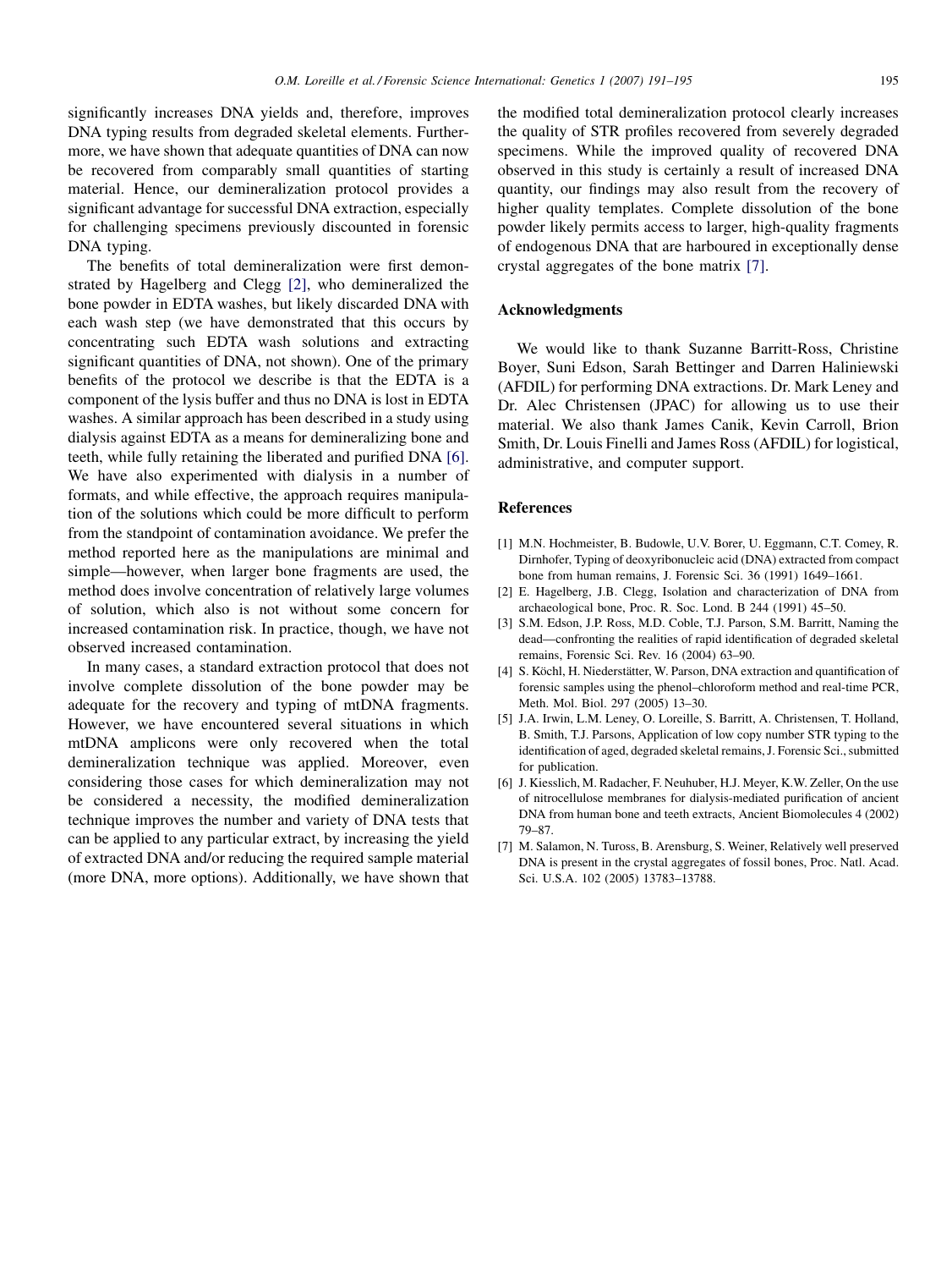significantly increases DNA yields and, therefore, improves DNA typing results from degraded skeletal elements. Furthermore, we have shown that adequate quantities of DNA can now be recovered from comparably small quantities of starting material. Hence, our demineralization protocol provides a significant advantage for successful DNA extraction, especially for challenging specimens previously discounted in forensic DNA typing.

The benefits of total demineralization were first demonstrated by Hagelberg and Clegg [2], who demineralized the bone powder in EDTA washes, but likely discarded DNA with each wash step (we have demonstrated that this occurs by concentrating such EDTA wash solutions and extracting significant quantities of DNA, not shown). One of the primary benefits of the protocol we describe is that the EDTA is a component of the lysis buffer and thus no DNA is lost in EDTA washes. A similar approach has been described in a study using dialysis against EDTA as a means for demineralizing bone and teeth, while fully retaining the liberated and purified DNA [6]. We have also experimented with dialysis in a number of formats, and while effective, the approach requires manipulation of the solutions which could be more difficult to perform from the standpoint of contamination avoidance. We prefer the method reported here as the manipulations are minimal and simple—however, when larger bone fragments are used, the method does involve concentration of relatively large volumes of solution, which also is not without some concern for increased contamination risk. In practice, though, we have not observed increased contamination.

In many cases, a standard extraction protocol that does not involve complete dissolution of the bone powder may be adequate for the recovery and typing of mtDNA fragments. However, we have encountered several situations in which mtDNA amplicons were only recovered when the total demineralization technique was applied. Moreover, even considering those cases for which demineralization may not be considered a necessity, the modified demineralization technique improves the number and variety of DNA tests that can be applied to any particular extract, by increasing the yield of extracted DNA and/or reducing the required sample material (more DNA, more options). Additionally, we have shown that the modified total demineralization protocol clearly increases the quality of STR profiles recovered from severely degraded specimens. While the improved quality of recovered DNA observed in this study is certainly a result of increased DNA quantity, our findings may also result from the recovery of higher quality templates. Complete dissolution of the bone powder likely permits access to larger, high-quality fragments of endogenous DNA that are harboured in exceptionally dense crystal aggregates of the bone matrix [7].

## Acknowledgments

We would like to thank Suzanne Barritt-Ross, Christine Boyer, Suni Edson, Sarah Bettinger and Darren Haliniewski (AFDIL) for performing DNA extractions. Dr. Mark Leney and Dr. Alec Christensen (JPAC) for allowing us to use their material. We also thank James Canik, Kevin Carroll, Brion Smith, Dr. Louis Finelli and James Ross (AFDIL) for logistical, administrative, and computer support.

## References

[1] M.N. Hochmeister, B. Budowle, U.V. Borer, U. Eggmann, C.T. Comey, R. Dirnhofer, Typing of deoxyribonucleic acid (DNA) extracted from compact bone from human remains, J. Forensic Sci. 36 (1991) 1649–1661.

[2] E. Hagelberg, J.B. Clegg, Isolation and characterization of DNA from archaeological bone, Proc. R. Soc. Lond. B 244 (1991) 45–50.

[3] S.M. Edson, J.P. Ross, M.D. Coble, T.J. Parson, S.M. Barritt, Naming the dead—confronting the realities of rapid identification of degraded skeletal remains, Forensic Sci. Rev. 16 (2004) 63–90.

[4] S. Köchl, H. Niederstätter, W. Parson, DNA extraction and quantification of forensic samples using the phenol–chloroform method and real-time PCR, Meth. Mol. Biol. 297 (2005) 13–30.

[5] J.A. Irwin, L.M. Leney, O. Loreille, S. Barritt, A. Christensen, T. Holland, B. Smith, T.J. Parsons, Application of low copy number STR typing to the identification of aged, degraded skeletal remains, J. Forensic Sci., submitted for publication.

[6] J. Kiesslich, M. Radacher, F. Neuhuber, H.J. Meyer, K.W. Zeller, On the use of nitrocellulose membranes for dialysis-mediated purification of ancient DNA from human bone and teeth extracts, Ancient Biomolecules 4 (2002) 79–87.

[7] M. Salamon, N. Tuross, B. Arensburg, S. Weiner, Relatively well preserved DNA is present in the crystal aggregates of fossil bones, Proc. Natl. Acad. Sci. U.S.A. 102 (2005) 13783–13788.